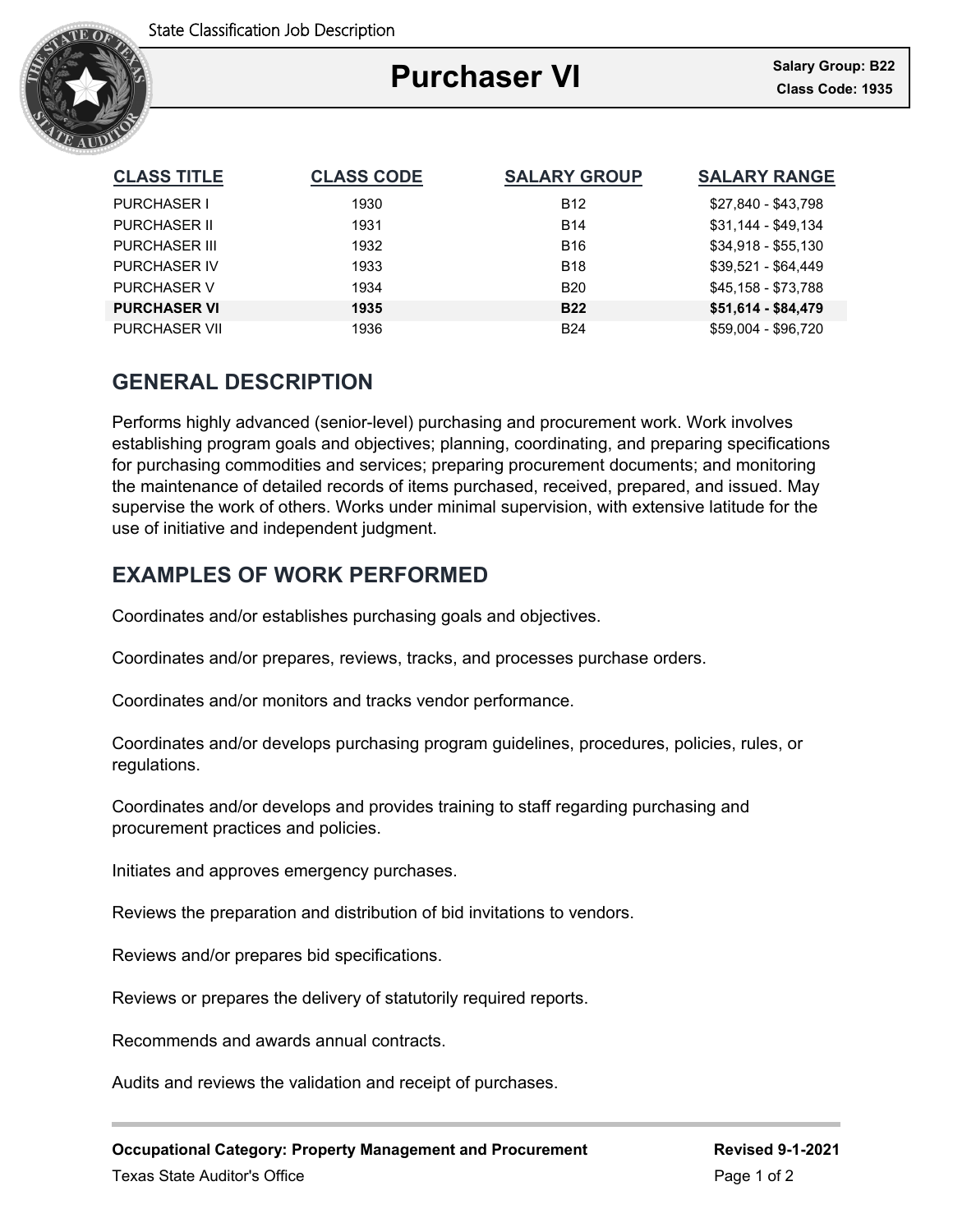State Classification Job Description

# Purchaser VI

**Salary Group: B22**
**Class Code: 1935**

| CLASS TITLE | CLASS CODE | SALARY GROUP | SALARY RANGE |
|---|---|---|---|
| PURCHASER I | 1930 | B12 | $27,840 - $43,798 |
| PURCHASER II | 1931 | B14 | $31,144 - $49,134 |
| PURCHASER III | 1932 | B16 | $34,918 - $55,130 |
| PURCHASER IV | 1933 | B18 | $39,521 - $64,449 |
| PURCHASER V | 1934 | B20 | $45,158 - $73,788 |
| **PURCHASER VI** | **1935** | **B22** | **$51,614 - $84,479** |
| PURCHASER VII | 1936 | B24 | $59,004 - $96,720 |

## GENERAL DESCRIPTION

Performs highly advanced (senior-level) purchasing and procurement work. Work involves establishing program goals and objectives; planning, coordinating, and preparing specifications for purchasing commodities and services; preparing procurement documents; and monitoring the maintenance of detailed records of items purchased, received, prepared, and issued. May supervise the work of others. Works under minimal supervision, with extensive latitude for the use of initiative and independent judgment.

## EXAMPLES OF WORK PERFORMED

Coordinates and/or establishes purchasing goals and objectives.

Coordinates and/or prepares, reviews, tracks, and processes purchase orders.

Coordinates and/or monitors and tracks vendor performance.

Coordinates and/or develops purchasing program guidelines, procedures, policies, rules, or regulations.

Coordinates and/or develops and provides training to staff regarding purchasing and procurement practices and policies.

Initiates and approves emergency purchases.

Reviews the preparation and distribution of bid invitations to vendors.

Reviews and/or prepares bid specifications.

Reviews or prepares the delivery of statutorily required reports.

Recommends and awards annual contracts.

Audits and reviews the validation and receipt of purchases.

**Occupational Category: Property Management and Procurement** **Revised 9-1-2021**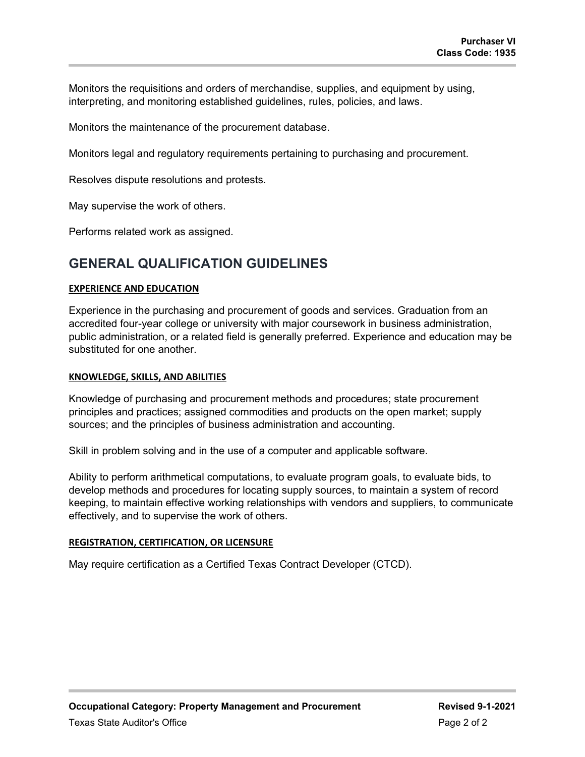Monitors the requisitions and orders of merchandise, supplies, and equipment by using, interpreting, and monitoring established guidelines, rules, policies, and laws.

Monitors the maintenance of the procurement database.

Monitors legal and regulatory requirements pertaining to purchasing and procurement.

Resolves dispute resolutions and protests.

May supervise the work of others.

Performs related work as assigned.

## GENERAL QUALIFICATION GUIDELINES

### EXPERIENCE AND EDUCATION

Experience in the purchasing and procurement of goods and services. Graduation from an accredited four-year college or university with major coursework in business administration, public administration, or a related field is generally preferred. Experience and education may be substituted for one another.

### KNOWLEDGE, SKILLS, AND ABILITIES

Knowledge of purchasing and procurement methods and procedures; state procurement principles and practices; assigned commodities and products on the open market; supply sources; and the principles of business administration and accounting.

Skill in problem solving and in the use of a computer and applicable software.

Ability to perform arithmetical computations, to evaluate program goals, to evaluate bids, to develop methods and procedures for locating supply sources, to maintain a system of record keeping, to maintain effective working relationships with vendors and suppliers, to communicate effectively, and to supervise the work of others.

### REGISTRATION, CERTIFICATION, OR LICENSURE

May require certification as a Certified Texas Contract Developer (CTCD).